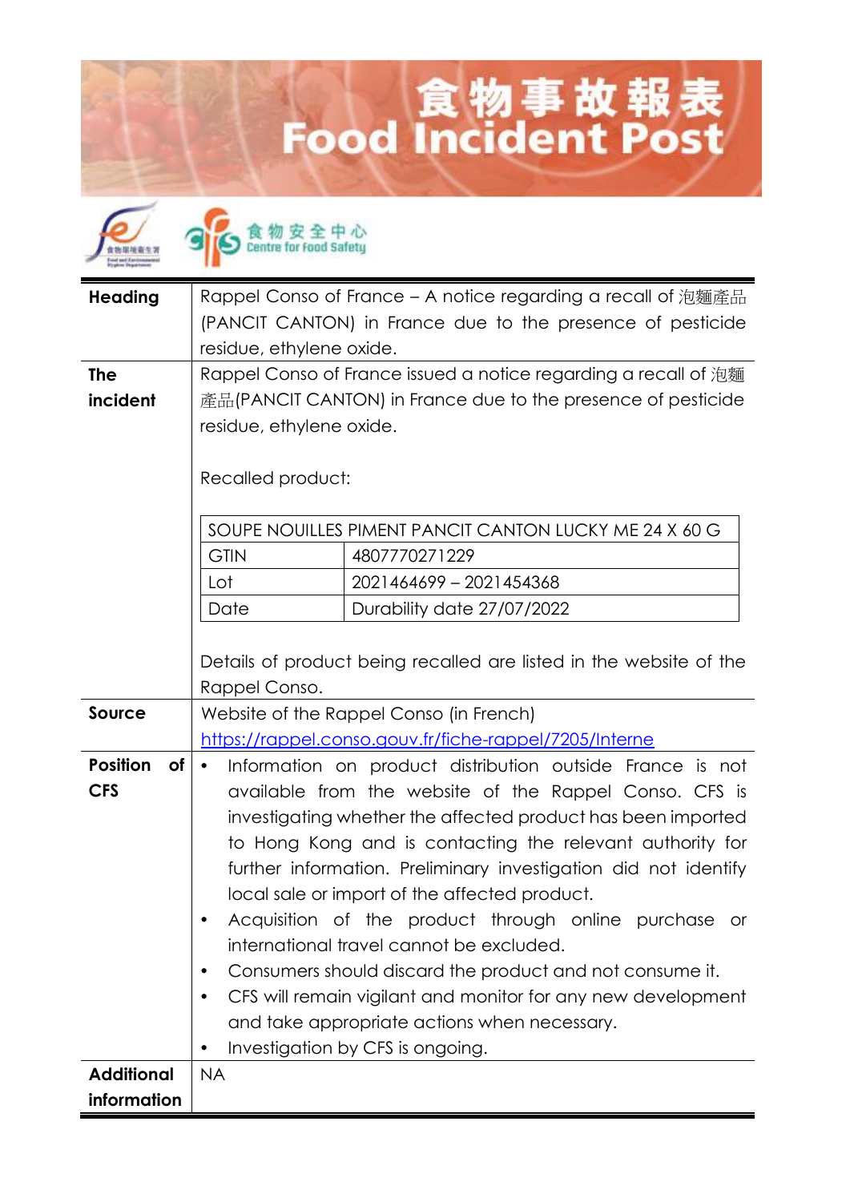# 食物事故報表 Food Incident Post

食物安全中心 Centre for Food Safety

| | |
|---|---|
| **Heading** | Rappel Conso of France – A notice regarding a recall of 泡麵產品(PANCIT CANTON) in France due to the presence of pesticide residue, ethylene oxide. |
| **The incident** | Rappel Conso of France issued a notice regarding a recall of 泡麵產品(PANCIT CANTON) in France due to the presence of pesticide residue, ethylene oxide.<br><br>Recalled product:<br><br>SOUPE NOUILLES PIMENT PANCIT CANTON LUCKY ME 24 X 60 G<br>GTIN: 4807770271229<br>Lot: 2021464699 – 2021454368<br>Date: Durability date 27/07/2022<br><br>Details of product being recalled are listed in the website of the Rappel Conso. |
| **Source** | Website of the Rappel Conso (in French)<br>https://rappel.conso.gouv.fr/fiche-rappel/7205/Interne |
| **Position of CFS** | • Information on product distribution outside France is not available from the website of the Rappel Conso. CFS is investigating whether the affected product has been imported to Hong Kong and is contacting the relevant authority for further information. Preliminary investigation did not identify local sale or import of the affected product.<br>• Acquisition of the product through online purchase or international travel cannot be excluded.<br>• Consumers should discard the product and not consume it.<br>• CFS will remain vigilant and monitor for any new development and take appropriate actions when necessary.<br>• Investigation by CFS is ongoing. |
| **Additional information** | NA |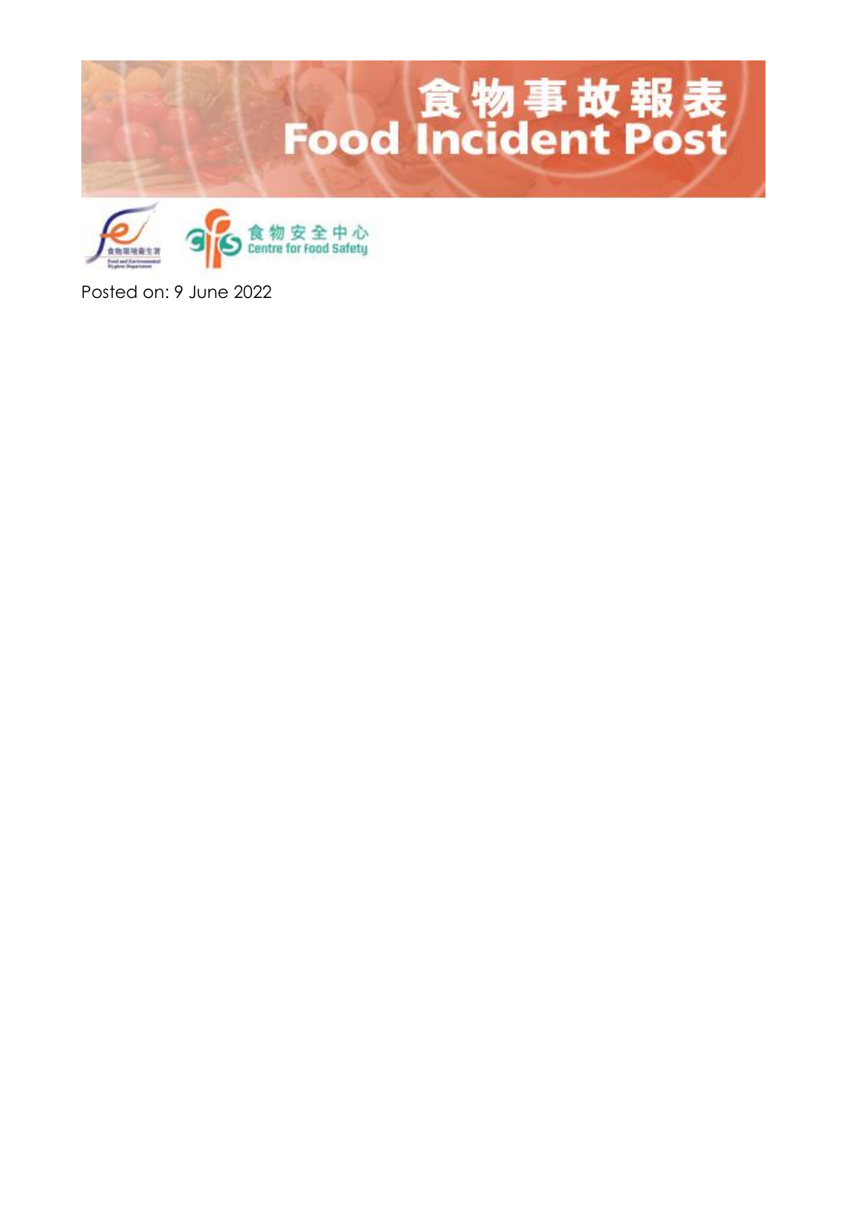# 食物事故報表
# Food Incident Post

食物安全中心
Centre for Food Safety

Posted on: 9 June 2022